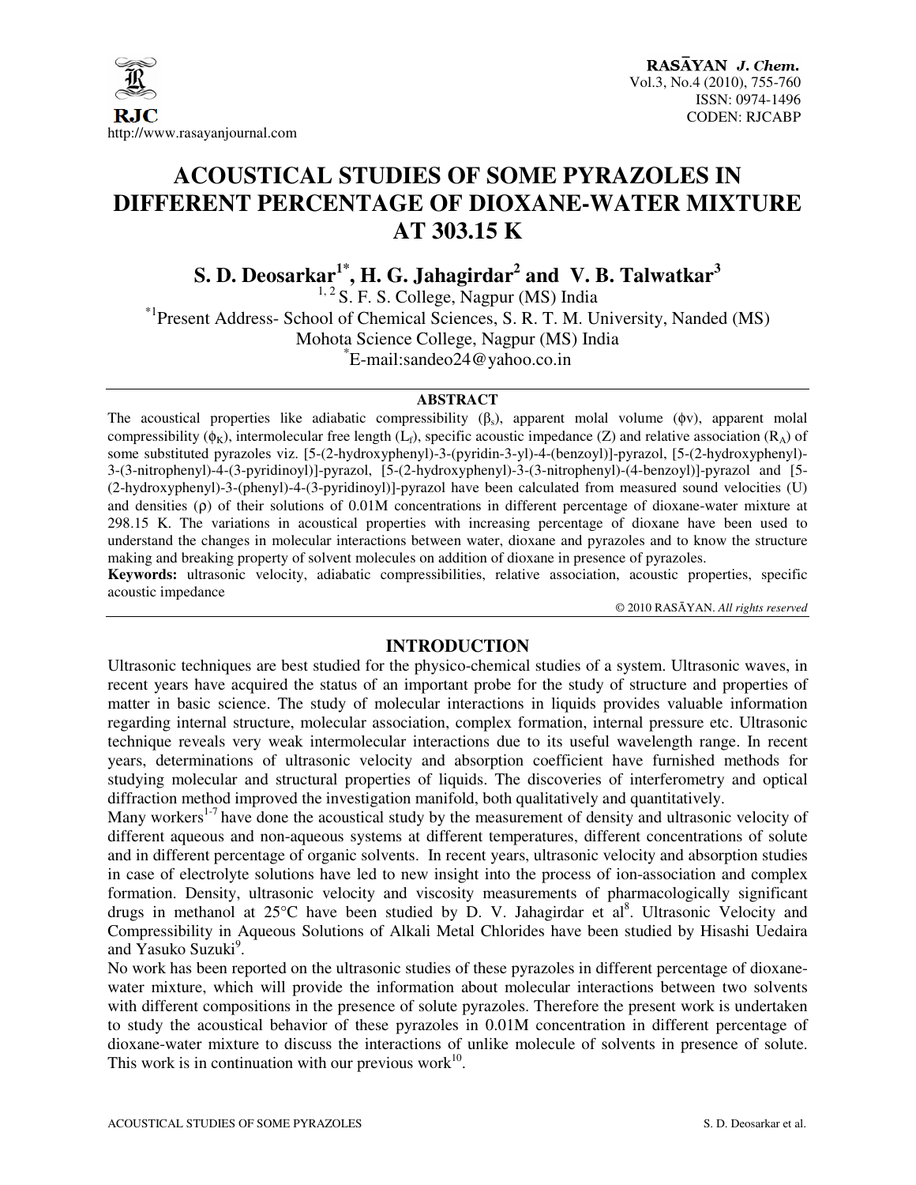# ACOUSTICAL STUDIES OF SOME PYRAZOLES IN DIFFERENT PERCENTAGE OF DIOXANE-WATER MIXTURE AT 303.15 K

**S. D. Deosarkar[1*], H. G. Jahagirdar[2] and V. B. Talwatkar[3]**

[1, 2] S. F. S. College, Nagpur (MS) India

[*1]Present Address- School of Chemical Sciences, S. R. T. M. University, Nanded (MS)

Mohota Science College, Nagpur (MS) India

[*]E-mail:sandeo24@yahoo.co.in

## ABSTRACT

The acoustical properties like adiabatic compressibility ($\beta_s$), apparent molal volume ($\phi v$), apparent molal compressibility ($\phi_K$), intermolecular free length ($L_f$), specific acoustic impedance (Z) and relative association ($R_A$) of some substituted pyrazoles viz. [5-(2-hydroxyphenyl)-3-(pyridin-3-yl)-4-(benzoyl)]-pyrazol, [5-(2-hydroxyphenyl)-3-(3-nitrophenyl)-4-(3-pyridinoyl)]-pyrazol, [5-(2-hydroxyphenyl)-3-(3-nitrophenyl)-(4-benzoyl)]-pyrazol and [5-(2-hydroxyphenyl)-3-(phenyl)-4-(3-pyridinoyl)]-pyrazol have been calculated from measured sound velocities (U) and densities ($\rho$) of their solutions of 0.01M concentrations in different percentage of dioxane-water mixture at 298.15 K. The variations in acoustical properties with increasing percentage of dioxane have been used to understand the changes in molecular interactions between water, dioxane and pyrazoles and to know the structure making and breaking property of solvent molecules on addition of dioxane in presence of pyrazoles.

**Keywords:** ultrasonic velocity, adiabatic compressibilities, relative association, acoustic properties, specific acoustic impedance

© 2010 RASĀYAN. *All rights reserved*

## INTRODUCTION

Ultrasonic techniques are best studied for the physico-chemical studies of a system. Ultrasonic waves, in recent years have acquired the status of an important probe for the study of structure and properties of matter in basic science. The study of molecular interactions in liquids provides valuable information regarding internal structure, molecular association, complex formation, internal pressure etc. Ultrasonic technique reveals very weak intermolecular interactions due to its useful wavelength range. In recent years, determinations of ultrasonic velocity and absorption coefficient have furnished methods for studying molecular and structural properties of liquids. The discoveries of interferometry and optical diffraction method improved the investigation manifold, both qualitatively and quantitatively.

Many workers[1-7] have done the acoustical study by the measurement of density and ultrasonic velocity of different aqueous and non-aqueous systems at different temperatures, different concentrations of solute and in different percentage of organic solvents. In recent years, ultrasonic velocity and absorption studies in case of electrolyte solutions have led to new insight into the process of ion-association and complex formation. Density, ultrasonic velocity and viscosity measurements of pharmacologically significant drugs in methanol at 25°C have been studied by D. V. Jahagirdar et al[8]. Ultrasonic Velocity and Compressibility in Aqueous Solutions of Alkali Metal Chlorides have been studied by Hisashi Uedaira and Yasuko Suzuki[9].

No work has been reported on the ultrasonic studies of these pyrazoles in different percentage of dioxane-water mixture, which will provide the information about molecular interactions between two solvents with different compositions in the presence of solute pyrazoles. Therefore the present work is undertaken to study the acoustical behavior of these pyrazoles in 0.01M concentration in different percentage of dioxane-water mixture to discuss the interactions of unlike molecule of solvents in presence of solute. This work is in continuation with our previous work[10].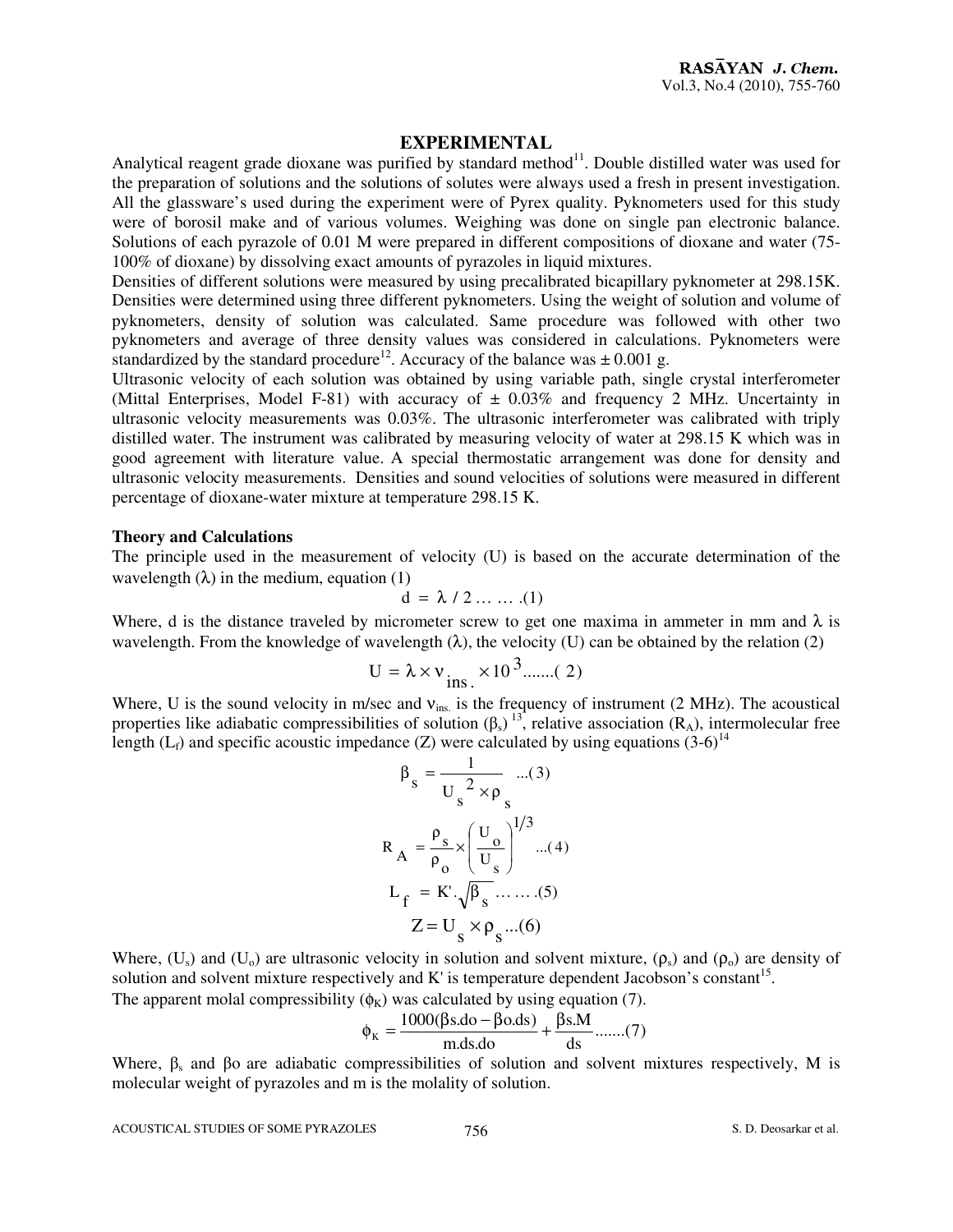## EXPERIMENTAL

Analytical reagent grade dioxane was purified by standard method[11]. Double distilled water was used for the preparation of solutions and the solutions of solutes were always used a fresh in present investigation. All the glassware's used during the experiment were of Pyrex quality. Pyknometers used for this study were of borosil make and of various volumes. Weighing was done on single pan electronic balance. Solutions of each pyrazole of 0.01 M were prepared in different compositions of dioxane and water (75-100% of dioxane) by dissolving exact amounts of pyrazoles in liquid mixtures.

Densities of different solutions were measured by using precalibrated bicapillary pyknometer at 298.15K. Densities were determined using three different pyknometers. Using the weight of solution and volume of pyknometers, density of solution was calculated. Same procedure was followed with other two pyknometers and average of three density values was considered in calculations. Pyknometers were standardized by the standard procedure[12]. Accuracy of the balance was ± 0.001 g.

Ultrasonic velocity of each solution was obtained by using variable path, single crystal interferometer (Mittal Enterprises, Model F-81) with accuracy of ± 0.03% and frequency 2 MHz. Uncertainty in ultrasonic velocity measurements was 0.03%. The ultrasonic interferometer was calibrated with triply distilled water. The instrument was calibrated by measuring velocity of water at 298.15 K which was in good agreement with literature value. A special thermostatic arrangement was done for density and ultrasonic velocity measurements. Densities and sound velocities of solutions were measured in different percentage of dioxane-water mixture at temperature 298.15 K.

### Theory and Calculations

The principle used in the measurement of velocity (U) is based on the accurate determination of the wavelength ($\lambda$) in the medium, equation (1)

$$d = \lambda / 2 \ldots \ldots (1)$$

Where, d is the distance traveled by micrometer screw to get one maxima in ammeter in mm and $\lambda$ is wavelength. From the knowledge of wavelength ($\lambda$), the velocity (U) can be obtained by the relation (2)

$$U = \lambda \times \nu_{ins.} \times 10^{3} \ldots\ldots (2)$$

Where, U is the sound velocity in m/sec and $\nu_{ins.}$ is the frequency of instrument (2 MHz). The acoustical properties like adiabatic compressibilities of solution ($\beta_s$)[13], relative association ($R_A$), intermolecular free length ($L_f$) and specific acoustic impedance (Z) were calculated by using equations (3-6)[14]

$$\beta_s = \frac{1}{U_s^{2} \times \rho_s} \quad \ldots(3)$$

$$R_A = \frac{\rho_s}{\rho_o} \times \left(\frac{U_o}{U_s}\right)^{1/3} \quad \ldots(4)$$

$$L_f = K'.\sqrt{\beta_s} \ldots \ldots (5)$$

$$Z = U_s \times \rho_s \ldots(6)$$

Where, ($U_s$) and ($U_o$) are ultrasonic velocity in solution and solvent mixture, ($\rho_s$) and ($\rho_o$) are density of solution and solvent mixture respectively and K' is temperature dependent Jacobson's constant[15].

The apparent molal compressibility ($\phi_K$) was calculated by using equation (7).

$$\phi_K = \frac{1000(\beta s.do - \beta o.ds)}{m.ds.do} + \frac{\beta s.M}{ds} \ldots\ldots (7)$$

Where, $\beta_s$ and $\beta o$ are adiabatic compressibilities of solution and solvent mixtures respectively, M is molecular weight of pyrazoles and m is the molality of solution.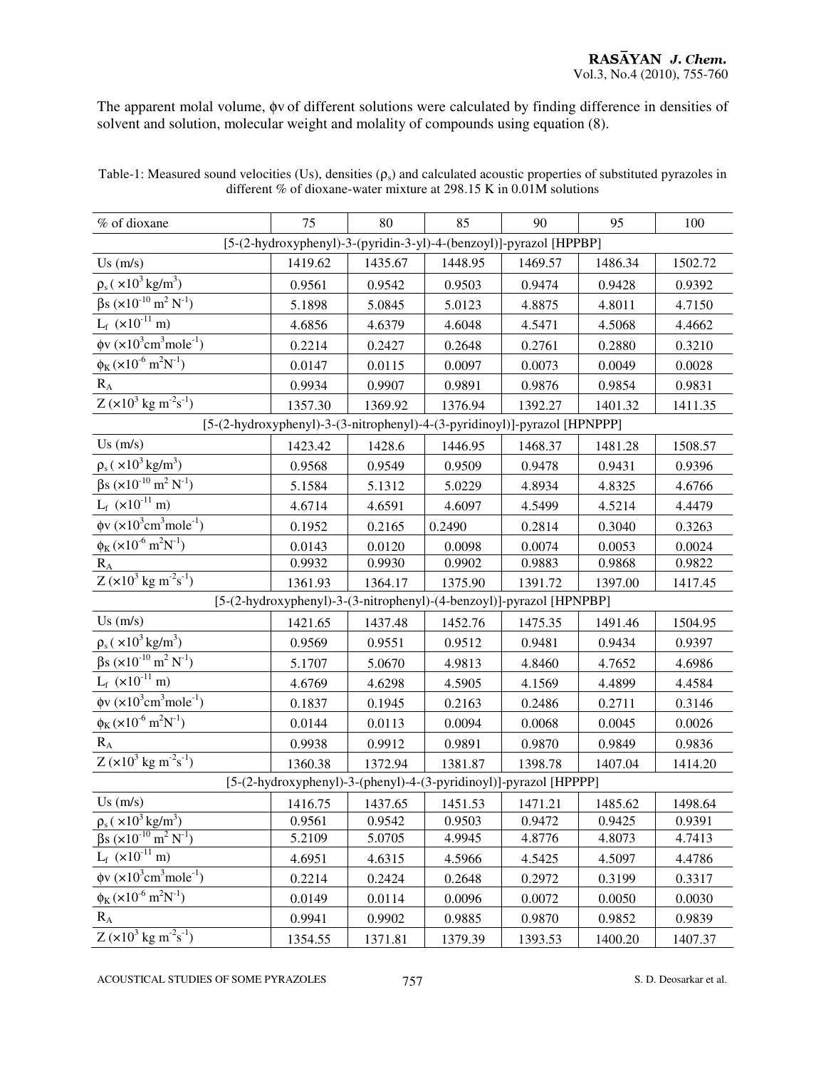The apparent molal volume, $\phi v$ of different solutions were calculated by finding difference in densities of solvent and solution, molecular weight and molality of compounds using equation (8).

Table-1: Measured sound velocities (Us), densities ($\rho_s$) and calculated acoustic properties of substituted pyrazoles in different % of dioxane-water mixture at 298.15 K in 0.01M solutions

| % of dioxane | 75 | 80 | 85 | 90 | 95 | 100 |
|---|---|---|---|---|---|---|
| [5-(2-hydroxyphenyl)-3-(pyridin-3-yl)-4-(benzoyl)]-pyrazol [HPPBP] | | | | | | |
| Us (m/s) | 1419.62 | 1435.67 | 1448.95 | 1469.57 | 1486.34 | 1502.72 |
| $\rho_s$ ( $\times 10^3$ kg/m$^3$) | 0.9561 | 0.9542 | 0.9503 | 0.9474 | 0.9428 | 0.9392 |
| $\beta s$ ($\times 10^{-10}$ m$^2$ N$^{-1}$) | 5.1898 | 5.0845 | 5.0123 | 4.8875 | 4.8011 | 4.7150 |
| $L_f$ ($\times 10^{-11}$ m) | 4.6856 | 4.6379 | 4.6048 | 4.5471 | 4.5068 | 4.4662 |
| $\phi v$ ($\times 10^3$cm$^3$mole$^{-1}$) | 0.2214 | 0.2427 | 0.2648 | 0.2761 | 0.2880 | 0.3210 |
| $\phi_K$ ($\times 10^{-6}$ m$^2$N$^{-1}$) | 0.0147 | 0.0115 | 0.0097 | 0.0073 | 0.0049 | 0.0028 |
| $R_A$ | 0.9934 | 0.9907 | 0.9891 | 0.9876 | 0.9854 | 0.9831 |
| Z ($\times 10^3$ kg m$^{-2}$s$^{-1}$) | 1357.30 | 1369.92 | 1376.94 | 1392.27 | 1401.32 | 1411.35 |
| [5-(2-hydroxyphenyl)-3-(3-nitrophenyl)-4-(3-pyridinoyl)]-pyrazol [HPNPPP] | | | | | | |
| Us (m/s) | 1423.42 | 1428.6 | 1446.95 | 1468.37 | 1481.28 | 1508.57 |
| $\rho_s$ ( $\times 10^3$ kg/m$^3$) | 0.9568 | 0.9549 | 0.9509 | 0.9478 | 0.9431 | 0.9396 |
| $\beta s$ ($\times 10^{-10}$ m$^2$ N$^{-1}$) | 5.1584 | 5.1312 | 5.0229 | 4.8934 | 4.8325 | 4.6766 |
| $L_f$ ($\times 10^{-11}$ m) | 4.6714 | 4.6591 | 4.6097 | 4.5499 | 4.5214 | 4.4479 |
| $\phi v$ ($\times 10^3$cm$^3$mole$^{-1}$) | 0.1952 | 0.2165 | 0.2490 | 0.2814 | 0.3040 | 0.3263 |
| $\phi_K$ ($\times 10^{-6}$ m$^2$N$^{-1}$) | 0.0143 | 0.0120 | 0.0098 | 0.0074 | 0.0053 | 0.0024 |
| $R_A$ | 0.9932 | 0.9930 | 0.9902 | 0.9883 | 0.9868 | 0.9822 |
| Z ($\times 10^3$ kg m$^{-2}$s$^{-1}$) | 1361.93 | 1364.17 | 1375.90 | 1391.72 | 1397.00 | 1417.45 |
| [5-(2-hydroxyphenyl)-3-(3-nitrophenyl)-(4-benzoyl)]-pyrazol [HPNPBP] | | | | | | |
| Us (m/s) | 1421.65 | 1437.48 | 1452.76 | 1475.35 | 1491.46 | 1504.95 |
| $\rho_s$ ( $\times 10^3$ kg/m$^3$) | 0.9569 | 0.9551 | 0.9512 | 0.9481 | 0.9434 | 0.9397 |
| $\beta s$ ($\times 10^{-10}$ m$^2$ N$^{-1}$) | 5.1707 | 5.0670 | 4.9813 | 4.8460 | 4.7652 | 4.6986 |
| $L_f$ ($\times 10^{-11}$ m) | 4.6769 | 4.6298 | 4.5905 | 4.1569 | 4.4899 | 4.4584 |
| $\phi v$ ($\times 10^3$cm$^3$mole$^{-1}$) | 0.1837 | 0.1945 | 0.2163 | 0.2486 | 0.2711 | 0.3146 |
| $\phi_K$ ($\times 10^{-6}$ m$^2$N$^{-1}$) | 0.0144 | 0.0113 | 0.0094 | 0.0068 | 0.0045 | 0.0026 |
| $R_A$ | 0.9938 | 0.9912 | 0.9891 | 0.9870 | 0.9849 | 0.9836 |
| Z ($\times 10^3$ kg m$^{-2}$s$^{-1}$) | 1360.38 | 1372.94 | 1381.87 | 1398.78 | 1407.04 | 1414.20 |
| [5-(2-hydroxyphenyl)-3-(phenyl)-4-(3-pyridinoyl)]-pyrazol [HPPPP] | | | | | | |
| Us (m/s) | 1416.75 | 1437.65 | 1451.53 | 1471.21 | 1485.62 | 1498.64 |
| $\rho_s$ ( $\times 10^3$ kg/m$^3$) | 0.9561 | 0.9542 | 0.9503 | 0.9472 | 0.9425 | 0.9391 |
| $\beta s$ ($\times 10^{-10}$ m$^2$ N$^{-1}$) | 5.2109 | 5.0705 | 4.9945 | 4.8776 | 4.8073 | 4.7413 |
| $L_f$ ($\times 10^{-11}$ m) | 4.6951 | 4.6315 | 4.5966 | 4.5425 | 4.5097 | 4.4786 |
| $\phi v$ ($\times 10^3$cm$^3$mole$^{-1}$) | 0.2214 | 0.2424 | 0.2648 | 0.2972 | 0.3199 | 0.3317 |
| $\phi_K$ ($\times 10^{-6}$ m$^2$N$^{-1}$) | 0.0149 | 0.0114 | 0.0096 | 0.0072 | 0.0050 | 0.0030 |
| $R_A$ | 0.9941 | 0.9902 | 0.9885 | 0.9870 | 0.9852 | 0.9839 |
| Z ($\times 10^3$ kg m$^{-2}$s$^{-1}$) | 1354.55 | 1371.81 | 1379.39 | 1393.53 | 1400.20 | 1407.37 |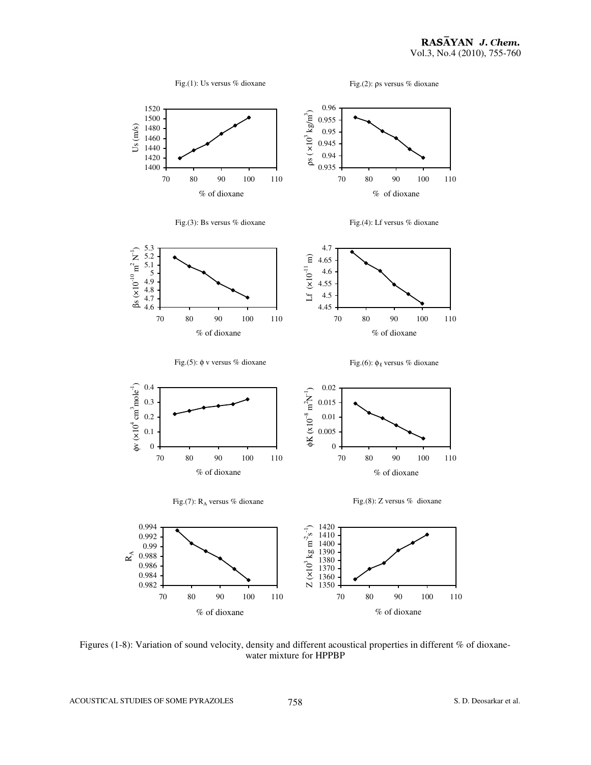Fig.(1): Us versus % dioxane

Fig.(2): ρs versus % dioxane

Fig.(3): Bs versus % dioxane

Fig.(4): Lf versus % dioxane

Fig.(5): ϕ v versus % dioxane

Fig.(6): $\phi_K$ versus % dioxane

Fig.(7): $R_A$ versus % dioxane

Fig.(8): Z versus % dioxane

Figures (1-8): Variation of sound velocity, density and different acoustical properties in different % of dioxane-water mixture for HPPBP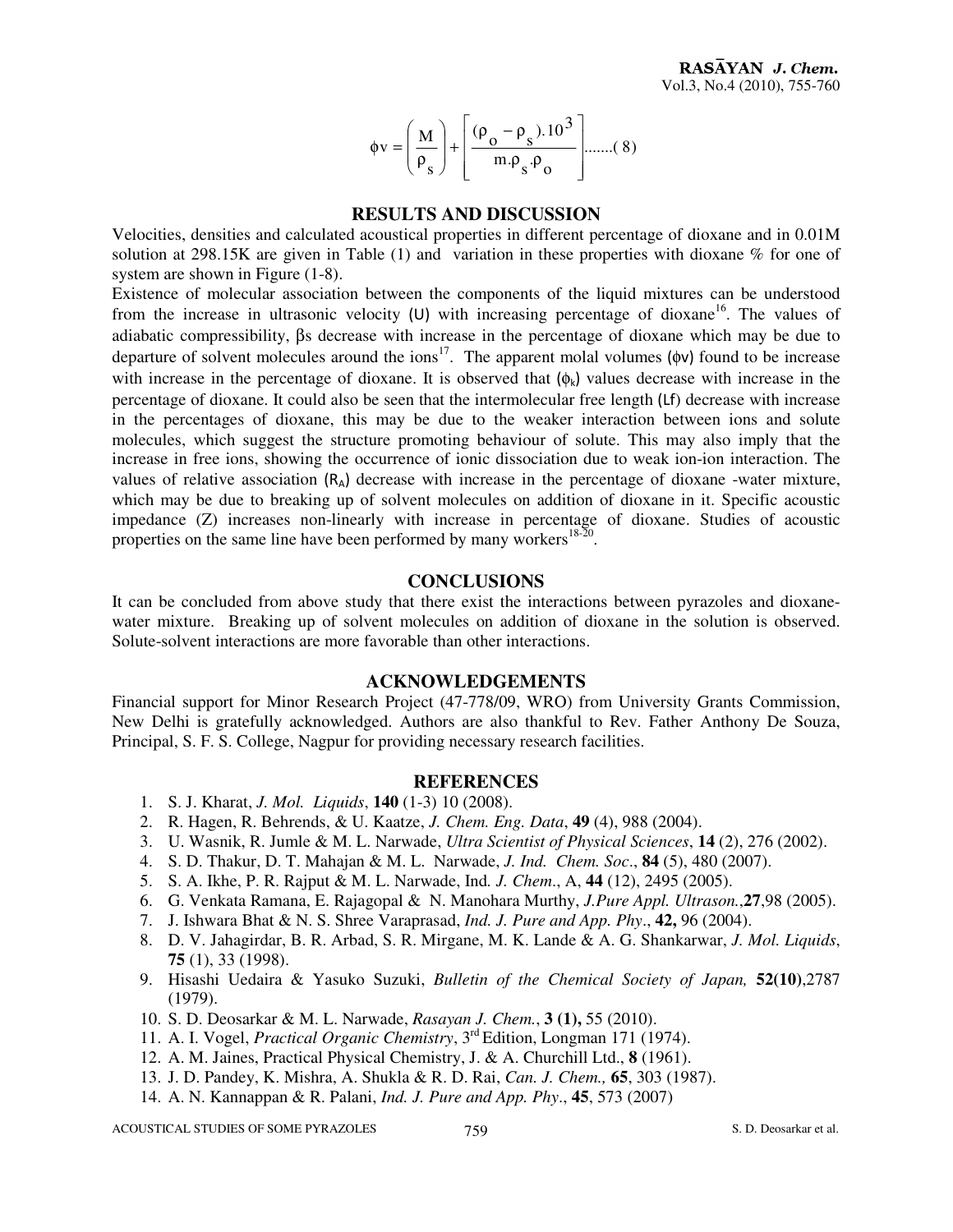$$\phi v = \left(\frac{M}{\rho_s}\right) + \left[\frac{(\rho_o - \rho_s).10^3}{m.\rho_s.\rho_o}\right] .......(8)$$

## RESULTS AND DISCUSSION

Velocities, densities and calculated acoustical properties in different percentage of dioxane and in 0.01M solution at 298.15K are given in Table (1) and variation in these properties with dioxane % for one of system are shown in Figure (1-8).

Existence of molecular association between the components of the liquid mixtures can be understood from the increase in ultrasonic velocity (U) with increasing percentage of dioxane[16]. The values of adiabatic compressibility, $\beta s$ decrease with increase in the percentage of dioxane which may be due to departure of solvent molecules around the ions[17]. The apparent molal volumes ($\phi v$) found to be increase with increase in the percentage of dioxane. It is observed that ($\phi_k$) values decrease with increase in the percentage of dioxane. It could also be seen that the intermolecular free length (Lf) decrease with increase in the percentages of dioxane, this may be due to the weaker interaction between ions and solute molecules, which suggest the structure promoting behaviour of solute. This may also imply that the increase in free ions, showing the occurrence of ionic dissociation due to weak ion-ion interaction. The values of relative association ($R_A$) decrease with increase in the percentage of dioxane -water mixture, which may be due to breaking up of solvent molecules on addition of dioxane in it. Specific acoustic impedance (Z) increases non-linearly with increase in percentage of dioxane. Studies of acoustic properties on the same line have been performed by many workers[18-20].

## CONCLUSIONS

It can be concluded from above study that there exist the interactions between pyrazoles and dioxane-water mixture. Breaking up of solvent molecules on addition of dioxane in the solution is observed. Solute-solvent interactions are more favorable than other interactions.

## ACKNOWLEDGEMENTS

Financial support for Minor Research Project (47-778/09, WRO) from University Grants Commission, New Delhi is gratefully acknowledged. Authors are also thankful to Rev. Father Anthony De Souza, Principal, S. F. S. College, Nagpur for providing necessary research facilities.

## REFERENCES

1. S. J. Kharat, *J. Mol. Liquids*, **140** (1-3) 10 (2008).
2. R. Hagen, R. Behrends, & U. Kaatze, *J. Chem. Eng. Data*, **49** (4), 988 (2004).
3. U. Wasnik, R. Jumle & M. L. Narwade, *Ultra Scientist of Physical Sciences*, **14** (2), 276 (2002).
4. S. D. Thakur, D. T. Mahajan & M. L. Narwade, *J. Ind. Chem. Soc*., **84** (5), 480 (2007).
5. S. A. Ikhe, P. R. Rajput & M. L. Narwade, Ind*. J. Chem*., A, **44** (12), 2495 (2005).
6. G. Venkata Ramana, E. Rajagopal & N. Manohara Murthy, *J.Pure Appl. Ultrason.*,**27**,98 (2005).
7. J. Ishwara Bhat & N. S. Shree Varaprasad, *Ind. J. Pure and App. Phy*., **42,** 96 (2004).
8. D. V. Jahagirdar, B. R. Arbad, S. R. Mirgane, M. K. Lande & A. G. Shankarwar, *J. Mol. Liquids*, **75** (1), 33 (1998).
9. Hisashi Uedaira & Yasuko Suzuki, *Bulletin of the Chemical Society of Japan,* **52(10)**,2787 (1979).
10. S. D. Deosarkar & M. L. Narwade, *Rasayan J. Chem.*, **3 (1),** 55 (2010).
11. A. I. Vogel, *Practical Organic Chemistry*, 3rd Edition, Longman 171 (1974).
12. A. M. Jaines, Practical Physical Chemistry, J. & A. Churchill Ltd., **8** (1961).
13. J. D. Pandey, K. Mishra, A. Shukla & R. D. Rai, *Can. J. Chem.,* **65**, 303 (1987).
14. A. N. Kannappan & R. Palani, *Ind. J. Pure and App. Phy*., **45**, 573 (2007)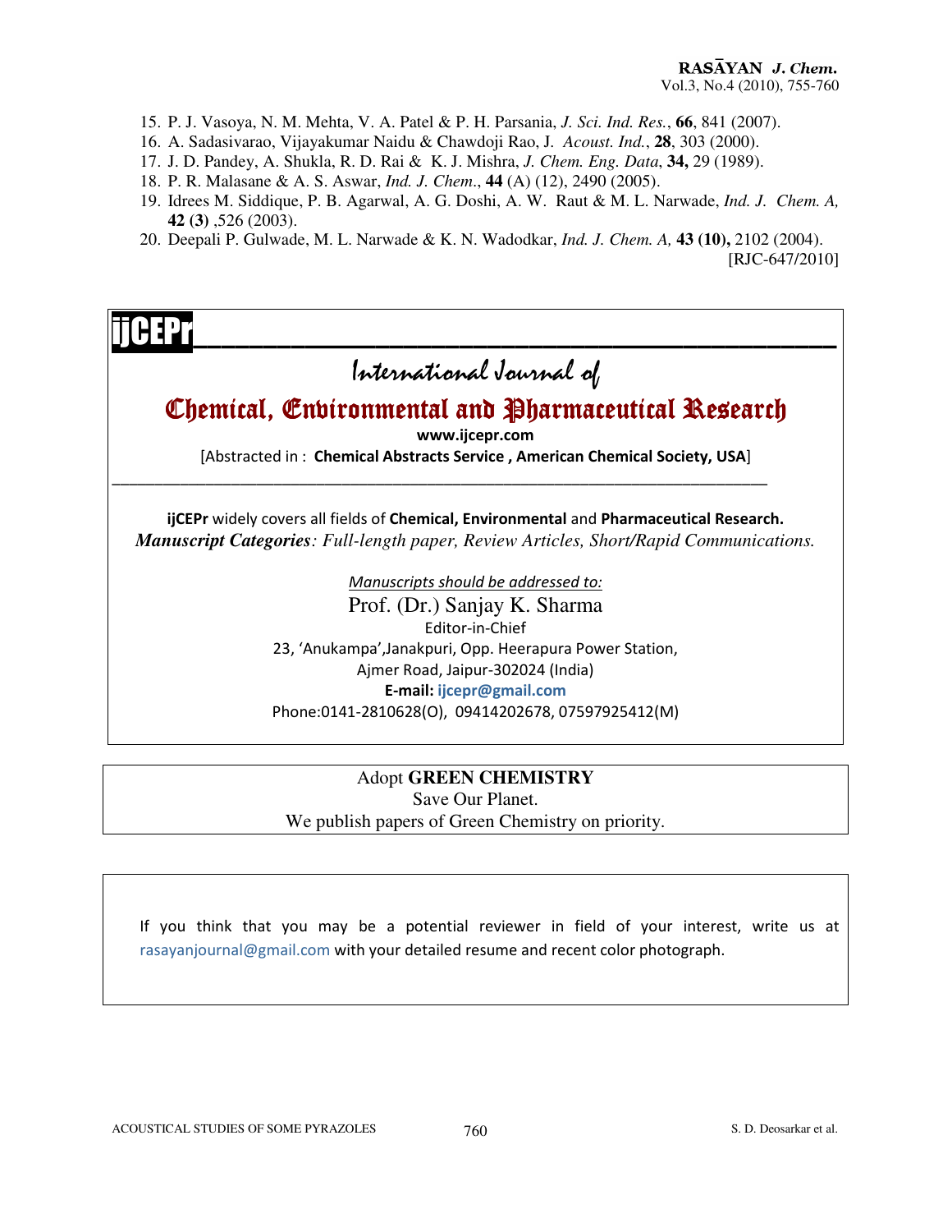15. P. J. Vasoya, N. M. Mehta, V. A. Patel & P. H. Parsania, *J. Sci. Ind. Res.*, **66**, 841 (2007).
16. A. Sadasivarao, Vijayakumar Naidu & Chawdoji Rao, J. *Acoust. Ind.*, **28**, 303 (2000).
17. J. D. Pandey, A. Shukla, R. D. Rai & K. J. Mishra, *J. Chem. Eng. Data*, **34,** 29 (1989).
18. P. R. Malasane & A. S. Aswar, *Ind. J. Chem*., **44** (A) (12), 2490 (2005).
19. Idrees M. Siddique, P. B. Agarwal, A. G. Doshi, A. W. Raut & M. L. Narwade, *Ind. J. Chem. A,* **42 (3)** ,526 (2003).
20. Deepali P. Gulwade, M. L. Narwade & K. N. Wadodkar, *Ind. J. Chem. A,* **43 (10),** 2102 (2004).

[RJC-647/2010]

**ijCEPr**

International Journal of

# Chemical, Environmental and Pharmaceutical Research

**www.ijcepr.com**

[Abstracted in : **Chemical Abstracts Service , American Chemical Society, USA**]

**ijCEPr** widely covers all fields of **Chemical, Environmental** and **Pharmaceutical Research.**

***Manuscript Categories****: Full-length paper, Review Articles, Short/Rapid Communications.*

*Manuscripts should be addressed to:*

Prof. (Dr.) Sanjay K. Sharma

Editor-in-Chief

23, 'Anukampa',Janakpuri, Opp. Heerapura Power Station,

Ajmer Road, Jaipur-302024 (India)

**E-mail:** ijcepr@gmail.com

Phone:0141-2810628(O), 09414202678, 07597925412(M)

Adopt **GREEN CHEMISTRY**

Save Our Planet.

We publish papers of Green Chemistry on priority.

If you think that you may be a potential reviewer in field of your interest, write us at rasayanjournal@gmail.com with your detailed resume and recent color photograph.